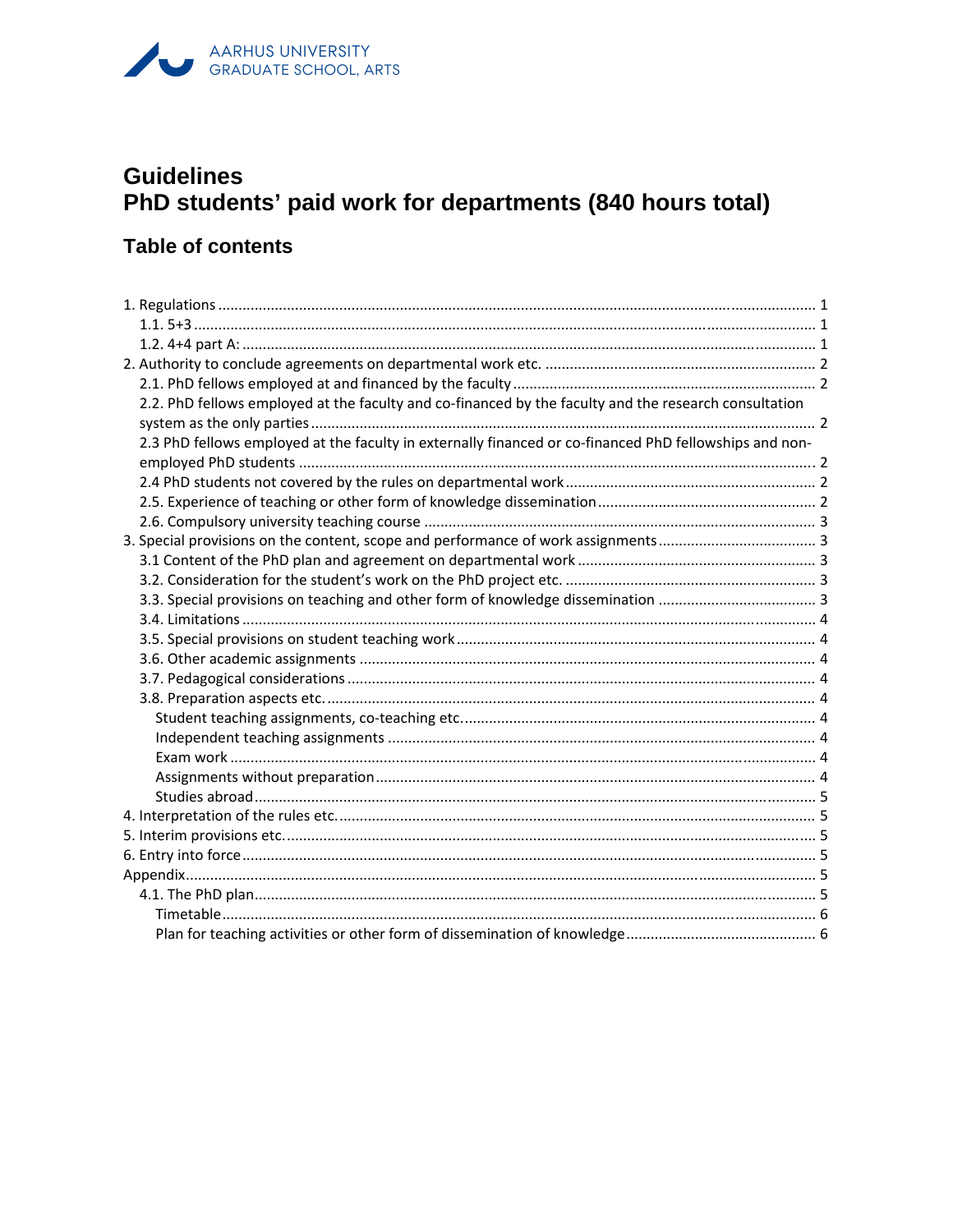AARHUS UNIVERSITY
GRADUATE SCHOOL, ARTS

# Guidelines
# PhD students' paid work for departments (840 hours total)

## Table of contents

- 1. Regulations ..... 1
  - 1.1. 5+3 ..... 1
  - 1.2. 4+4 part A: ..... 1
- 2. Authority to conclude agreements on departmental work etc. ..... 2
  - 2.1. PhD fellows employed at and financed by the faculty ..... 2
  - 2.2. PhD fellows employed at the faculty and co-financed by the faculty and the research consultation system as the only parties ..... 2
  - 2.3 PhD fellows employed at the faculty in externally financed or co-financed PhD fellowships and non-employed PhD students ..... 2
  - 2.4 PhD students not covered by the rules on departmental work ..... 2
  - 2.5. Experience of teaching or other form of knowledge dissemination ..... 2
  - 2.6. Compulsory university teaching course ..... 3
- 3. Special provisions on the content, scope and performance of work assignments ..... 3
  - 3.1 Content of the PhD plan and agreement on departmental work ..... 3
  - 3.2. Consideration for the student's work on the PhD project etc. ..... 3
  - 3.3. Special provisions on teaching and other form of knowledge dissemination ..... 3
  - 3.4. Limitations ..... 4
  - 3.5. Special provisions on student teaching work ..... 4
  - 3.6. Other academic assignments ..... 4
  - 3.7. Pedagogical considerations ..... 4
  - 3.8. Preparation aspects etc. ..... 4
    - Student teaching assignments, co-teaching etc. ..... 4
    - Independent teaching assignments ..... 4
    - Exam work ..... 4
    - Assignments without preparation ..... 4
    - Studies abroad ..... 5
- 4. Interpretation of the rules etc. ..... 5
- 5. Interim provisions etc. ..... 5
- 6. Entry into force ..... 5
- Appendix ..... 5
  - 4.1. The PhD plan ..... 5
    - Timetable ..... 6
    - Plan for teaching activities or other form of dissemination of knowledge ..... 6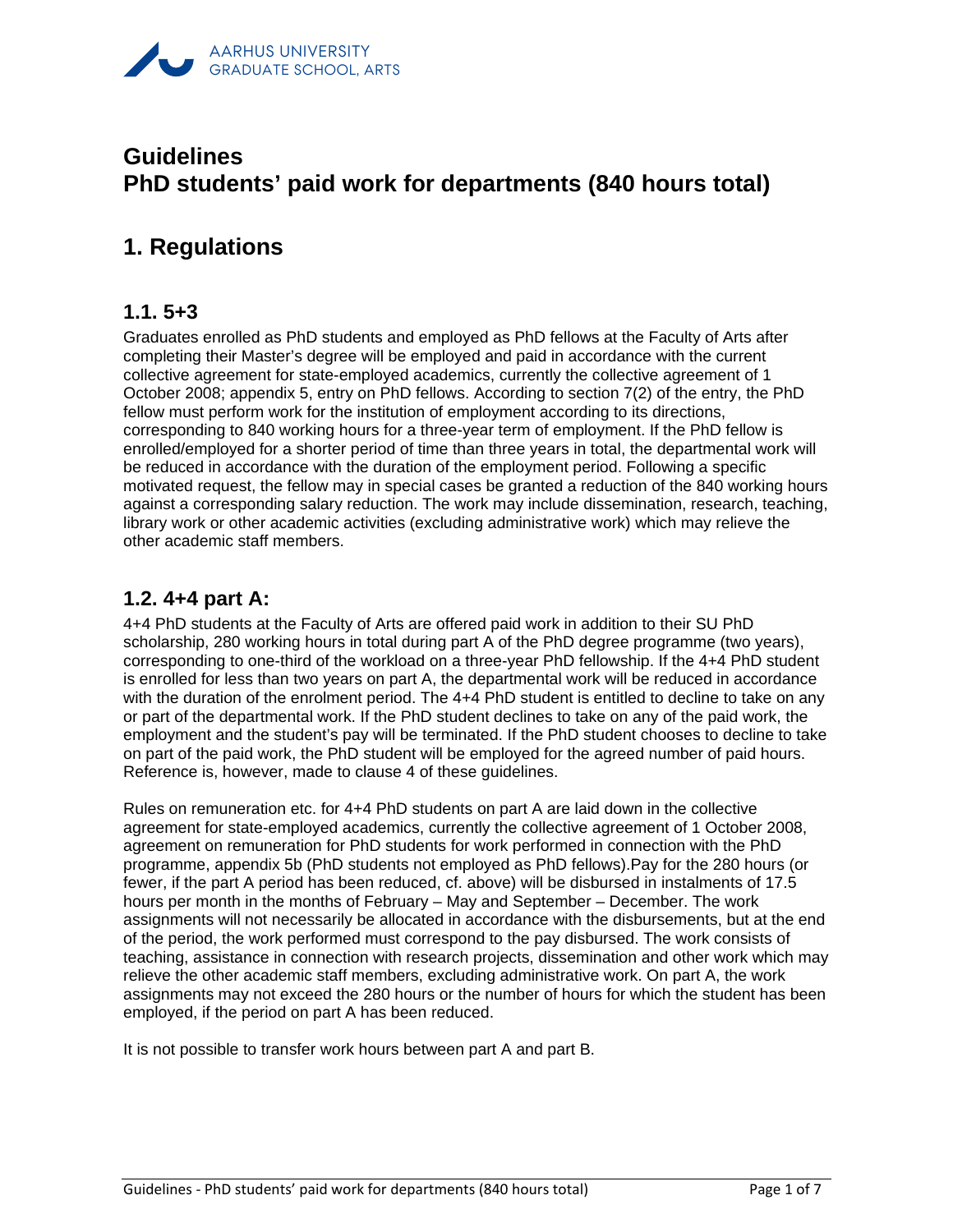# Guidelines
# PhD students' paid work for departments (840 hours total)

## 1. Regulations

### 1.1. 5+3

Graduates enrolled as PhD students and employed as PhD fellows at the Faculty of Arts after completing their Master's degree will be employed and paid in accordance with the current collective agreement for state-employed academics, currently the collective agreement of 1 October 2008; appendix 5, entry on PhD fellows. According to section 7(2) of the entry, the PhD fellow must perform work for the institution of employment according to its directions, corresponding to 840 working hours for a three-year term of employment. If the PhD fellow is enrolled/employed for a shorter period of time than three years in total, the departmental work will be reduced in accordance with the duration of the employment period. Following a specific motivated request, the fellow may in special cases be granted a reduction of the 840 working hours against a corresponding salary reduction. The work may include dissemination, research, teaching, library work or other academic activities (excluding administrative work) which may relieve the other academic staff members.

### 1.2. 4+4 part A:

4+4 PhD students at the Faculty of Arts are offered paid work in addition to their SU PhD scholarship, 280 working hours in total during part A of the PhD degree programme (two years), corresponding to one-third of the workload on a three-year PhD fellowship. If the 4+4 PhD student is enrolled for less than two years on part A, the departmental work will be reduced in accordance with the duration of the enrolment period. The 4+4 PhD student is entitled to decline to take on any or part of the departmental work. If the PhD student declines to take on any of the paid work, the employment and the student's pay will be terminated. If the PhD student chooses to decline to take on part of the paid work, the PhD student will be employed for the agreed number of paid hours. Reference is, however, made to clause 4 of these guidelines.

Rules on remuneration etc. for 4+4 PhD students on part A are laid down in the collective agreement for state-employed academics, currently the collective agreement of 1 October 2008, agreement on remuneration for PhD students for work performed in connection with the PhD programme, appendix 5b (PhD students not employed as PhD fellows).Pay for the 280 hours (or fewer, if the part A period has been reduced, cf. above) will be disbursed in instalments of 17.5 hours per month in the months of February – May and September – December. The work assignments will not necessarily be allocated in accordance with the disbursements, but at the end of the period, the work performed must correspond to the pay disbursed. The work consists of teaching, assistance in connection with research projects, dissemination and other work which may relieve the other academic staff members, excluding administrative work. On part A, the work assignments may not exceed the 280 hours or the number of hours for which the student has been employed, if the period on part A has been reduced.

It is not possible to transfer work hours between part A and part B.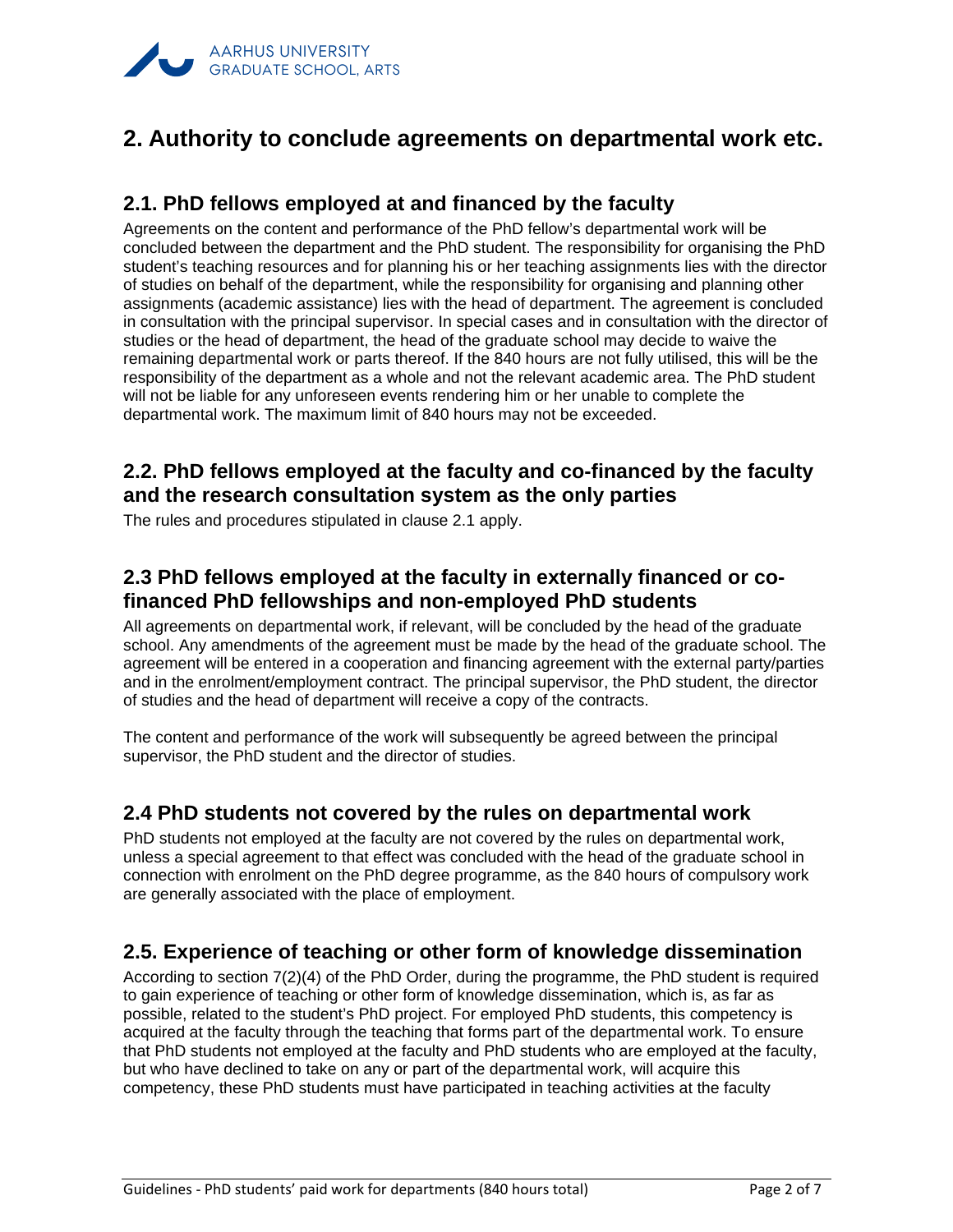# 2. Authority to conclude agreements on departmental work etc.

## 2.1. PhD fellows employed at and financed by the faculty

Agreements on the content and performance of the PhD fellow's departmental work will be concluded between the department and the PhD student. The responsibility for organising the PhD student's teaching resources and for planning his or her teaching assignments lies with the director of studies on behalf of the department, while the responsibility for organising and planning other assignments (academic assistance) lies with the head of department. The agreement is concluded in consultation with the principal supervisor. In special cases and in consultation with the director of studies or the head of department, the head of the graduate school may decide to waive the remaining departmental work or parts thereof. If the 840 hours are not fully utilised, this will be the responsibility of the department as a whole and not the relevant academic area. The PhD student will not be liable for any unforeseen events rendering him or her unable to complete the departmental work. The maximum limit of 840 hours may not be exceeded.

## 2.2. PhD fellows employed at the faculty and co-financed by the faculty and the research consultation system as the only parties

The rules and procedures stipulated in clause 2.1 apply.

## 2.3 PhD fellows employed at the faculty in externally financed or co-financed PhD fellowships and non-employed PhD students

All agreements on departmental work, if relevant, will be concluded by the head of the graduate school. Any amendments of the agreement must be made by the head of the graduate school. The agreement will be entered in a cooperation and financing agreement with the external party/parties and in the enrolment/employment contract. The principal supervisor, the PhD student, the director of studies and the head of department will receive a copy of the contracts.

The content and performance of the work will subsequently be agreed between the principal supervisor, the PhD student and the director of studies.

## 2.4 PhD students not covered by the rules on departmental work

PhD students not employed at the faculty are not covered by the rules on departmental work, unless a special agreement to that effect was concluded with the head of the graduate school in connection with enrolment on the PhD degree programme, as the 840 hours of compulsory work are generally associated with the place of employment.

## 2.5. Experience of teaching or other form of knowledge dissemination

According to section 7(2)(4) of the PhD Order, during the programme, the PhD student is required to gain experience of teaching or other form of knowledge dissemination, which is, as far as possible, related to the student's PhD project. For employed PhD students, this competency is acquired at the faculty through the teaching that forms part of the departmental work. To ensure that PhD students not employed at the faculty and PhD students who are employed at the faculty, but who have declined to take on any or part of the departmental work, will acquire this competency, these PhD students must have participated in teaching activities at the faculty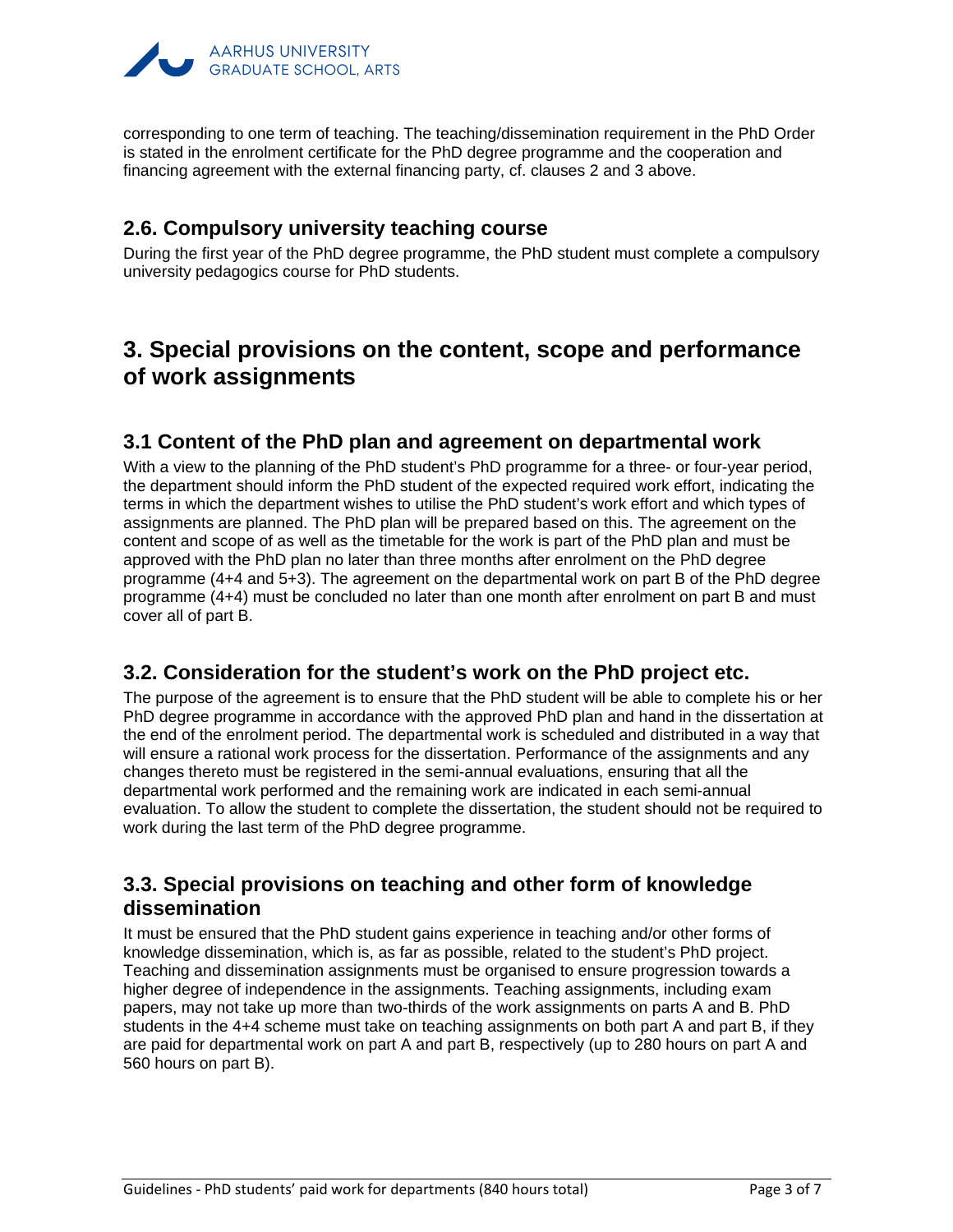corresponding to one term of teaching. The teaching/dissemination requirement in the PhD Order is stated in the enrolment certificate for the PhD degree programme and the cooperation and financing agreement with the external financing party, cf. clauses 2 and 3 above.

### 2.6. Compulsory university teaching course

During the first year of the PhD degree programme, the PhD student must complete a compulsory university pedagogics course for PhD students.

## 3. Special provisions on the content, scope and performance of work assignments

### 3.1 Content of the PhD plan and agreement on departmental work

With a view to the planning of the PhD student's PhD programme for a three- or four-year period, the department should inform the PhD student of the expected required work effort, indicating the terms in which the department wishes to utilise the PhD student's work effort and which types of assignments are planned. The PhD plan will be prepared based on this. The agreement on the content and scope of as well as the timetable for the work is part of the PhD plan and must be approved with the PhD plan no later than three months after enrolment on the PhD degree programme (4+4 and 5+3). The agreement on the departmental work on part B of the PhD degree programme (4+4) must be concluded no later than one month after enrolment on part B and must cover all of part B.

### 3.2. Consideration for the student's work on the PhD project etc.

The purpose of the agreement is to ensure that the PhD student will be able to complete his or her PhD degree programme in accordance with the approved PhD plan and hand in the dissertation at the end of the enrolment period. The departmental work is scheduled and distributed in a way that will ensure a rational work process for the dissertation. Performance of the assignments and any changes thereto must be registered in the semi-annual evaluations, ensuring that all the departmental work performed and the remaining work are indicated in each semi-annual evaluation. To allow the student to complete the dissertation, the student should not be required to work during the last term of the PhD degree programme.

### 3.3. Special provisions on teaching and other form of knowledge dissemination

It must be ensured that the PhD student gains experience in teaching and/or other forms of knowledge dissemination, which is, as far as possible, related to the student's PhD project. Teaching and dissemination assignments must be organised to ensure progression towards a higher degree of independence in the assignments. Teaching assignments, including exam papers, may not take up more than two-thirds of the work assignments on parts A and B. PhD students in the 4+4 scheme must take on teaching assignments on both part A and part B, if they are paid for departmental work on part A and part B, respectively (up to 280 hours on part A and 560 hours on part B).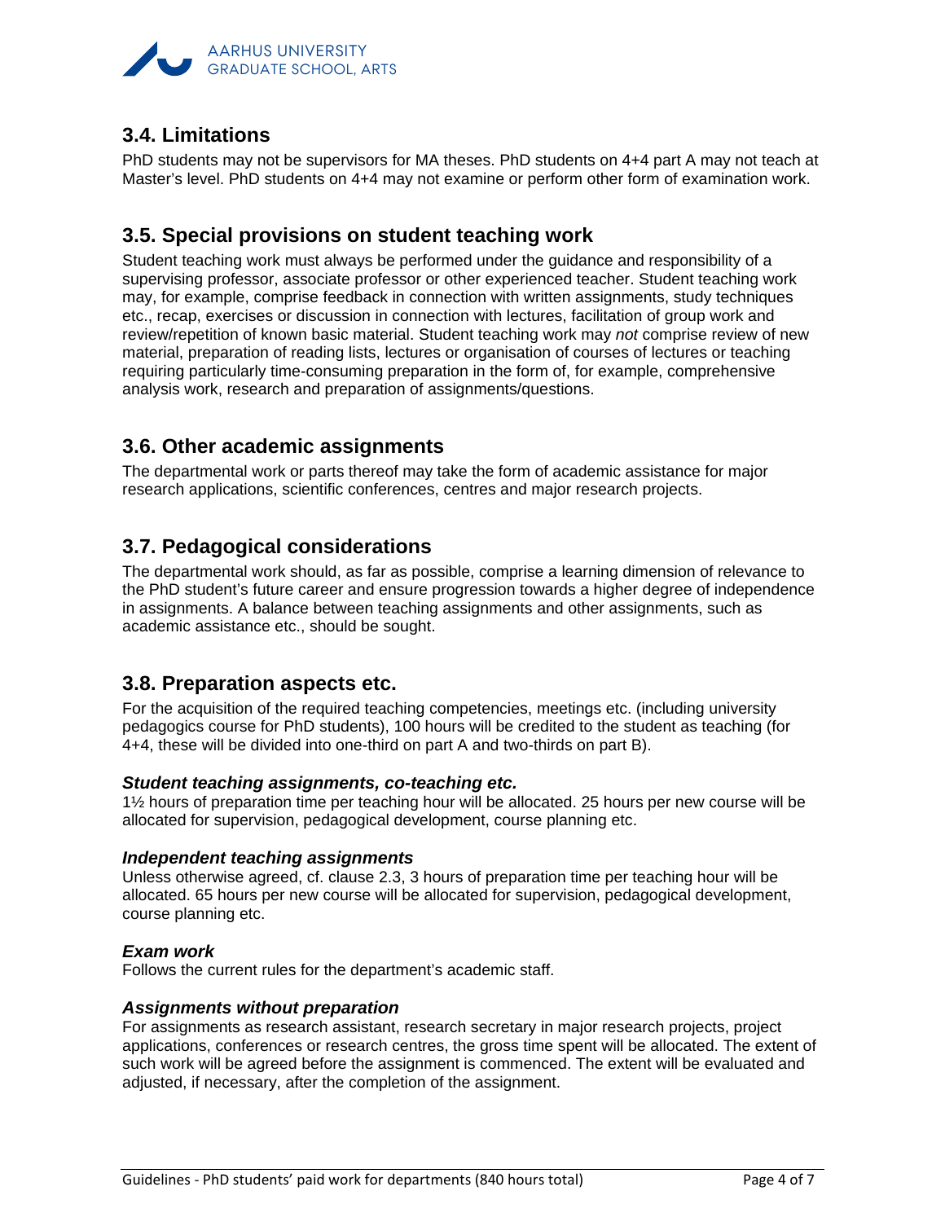## 3.4. Limitations

PhD students may not be supervisors for MA theses. PhD students on 4+4 part A may not teach at Master's level. PhD students on 4+4 may not examine or perform other form of examination work.

## 3.5. Special provisions on student teaching work

Student teaching work must always be performed under the guidance and responsibility of a supervising professor, associate professor or other experienced teacher. Student teaching work may, for example, comprise feedback in connection with written assignments, study techniques etc., recap, exercises or discussion in connection with lectures, facilitation of group work and review/repetition of known basic material. Student teaching work may *not* comprise review of new material, preparation of reading lists, lectures or organisation of courses of lectures or teaching requiring particularly time-consuming preparation in the form of, for example, comprehensive analysis work, research and preparation of assignments/questions.

## 3.6. Other academic assignments

The departmental work or parts thereof may take the form of academic assistance for major research applications, scientific conferences, centres and major research projects.

## 3.7. Pedagogical considerations

The departmental work should, as far as possible, comprise a learning dimension of relevance to the PhD student's future career and ensure progression towards a higher degree of independence in assignments. A balance between teaching assignments and other assignments, such as academic assistance etc., should be sought.

## 3.8. Preparation aspects etc.

For the acquisition of the required teaching competencies, meetings etc. (including university pedagogics course for PhD students), 100 hours will be credited to the student as teaching (for 4+4, these will be divided into one-third on part A and two-thirds on part B).

***Student teaching assignments, co-teaching etc.***

1½ hours of preparation time per teaching hour will be allocated. 25 hours per new course will be allocated for supervision, pedagogical development, course planning etc.

***Independent teaching assignments***

Unless otherwise agreed, cf. clause 2.3, 3 hours of preparation time per teaching hour will be allocated. 65 hours per new course will be allocated for supervision, pedagogical development, course planning etc.

***Exam work***

Follows the current rules for the department's academic staff.

***Assignments without preparation***

For assignments as research assistant, research secretary in major research projects, project applications, conferences or research centres, the gross time spent will be allocated. The extent of such work will be agreed before the assignment is commenced. The extent will be evaluated and adjusted, if necessary, after the completion of the assignment.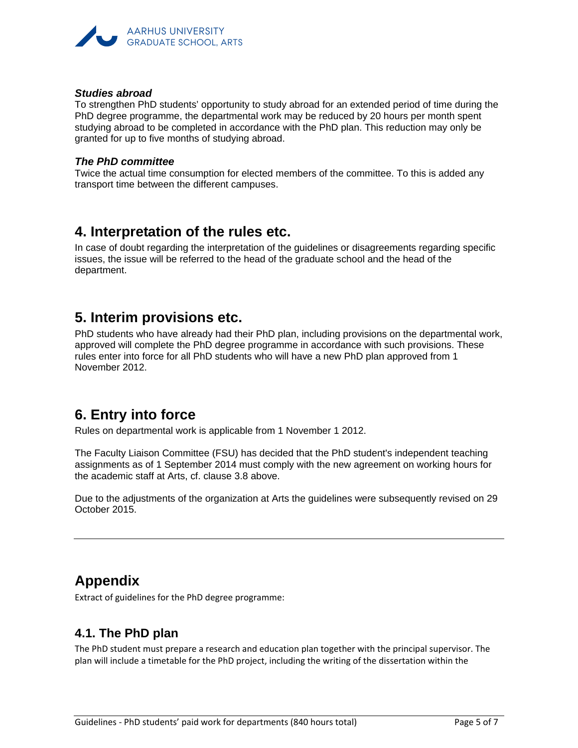***Studies abroad***
To strengthen PhD students' opportunity to study abroad for an extended period of time during the PhD degree programme, the departmental work may be reduced by 20 hours per month spent studying abroad to be completed in accordance with the PhD plan. This reduction may only be granted for up to five months of studying abroad.

***The PhD committee***
Twice the actual time consumption for elected members of the committee. To this is added any transport time between the different campuses.

## 4. Interpretation of the rules etc.

In case of doubt regarding the interpretation of the guidelines or disagreements regarding specific issues, the issue will be referred to the head of the graduate school and the head of the department.

## 5. Interim provisions etc.

PhD students who have already had their PhD plan, including provisions on the departmental work, approved will complete the PhD degree programme in accordance with such provisions. These rules enter into force for all PhD students who will have a new PhD plan approved from 1 November 2012.

## 6. Entry into force

Rules on departmental work is applicable from 1 November 1 2012.

The Faculty Liaison Committee (FSU) has decided that the PhD student's independent teaching assignments as of 1 September 2014 must comply with the new agreement on working hours for the academic staff at Arts, cf. clause 3.8 above.

Due to the adjustments of the organization at Arts the guidelines were subsequently revised on 29 October 2015.

---

## Appendix

Extract of guidelines for the PhD degree programme:

### 4.1. The PhD plan

The PhD student must prepare a research and education plan together with the principal supervisor. The plan will include a timetable for the PhD project, including the writing of the dissertation within the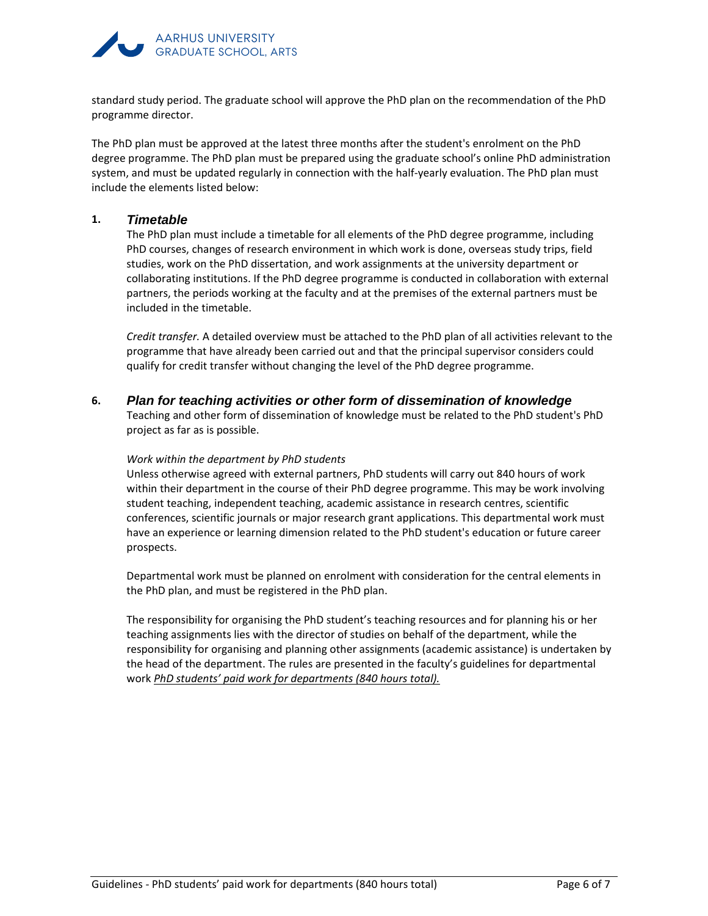standard study period. The graduate school will approve the PhD plan on the recommendation of the PhD programme director.

The PhD plan must be approved at the latest three months after the student's enrolment on the PhD degree programme. The PhD plan must be prepared using the graduate school's online PhD administration system, and must be updated regularly in connection with the half-yearly evaluation. The PhD plan must include the elements listed below:

### 1. *Timetable*

The PhD plan must include a timetable for all elements of the PhD degree programme, including PhD courses, changes of research environment in which work is done, overseas study trips, field studies, work on the PhD dissertation, and work assignments at the university department or collaborating institutions. If the PhD degree programme is conducted in collaboration with external partners, the periods working at the faculty and at the premises of the external partners must be included in the timetable.

*Credit transfer.* A detailed overview must be attached to the PhD plan of all activities relevant to the programme that have already been carried out and that the principal supervisor considers could qualify for credit transfer without changing the level of the PhD degree programme.

### 6. *Plan for teaching activities or other form of dissemination of knowledge*

Teaching and other form of dissemination of knowledge must be related to the PhD student's PhD project as far as is possible.

*Work within the department by PhD students*
Unless otherwise agreed with external partners, PhD students will carry out 840 hours of work within their department in the course of their PhD degree programme. This may be work involving student teaching, independent teaching, academic assistance in research centres, scientific conferences, scientific journals or major research grant applications. This departmental work must have an experience or learning dimension related to the PhD student's education or future career prospects.

Departmental work must be planned on enrolment with consideration for the central elements in the PhD plan, and must be registered in the PhD plan.

The responsibility for organising the PhD student's teaching resources and for planning his or her teaching assignments lies with the director of studies on behalf of the department, while the responsibility for organising and planning other assignments (academic assistance) is undertaken by the head of the department. The rules are presented in the faculty's guidelines for departmental work *PhD students' paid work for departments (840 hours total).*